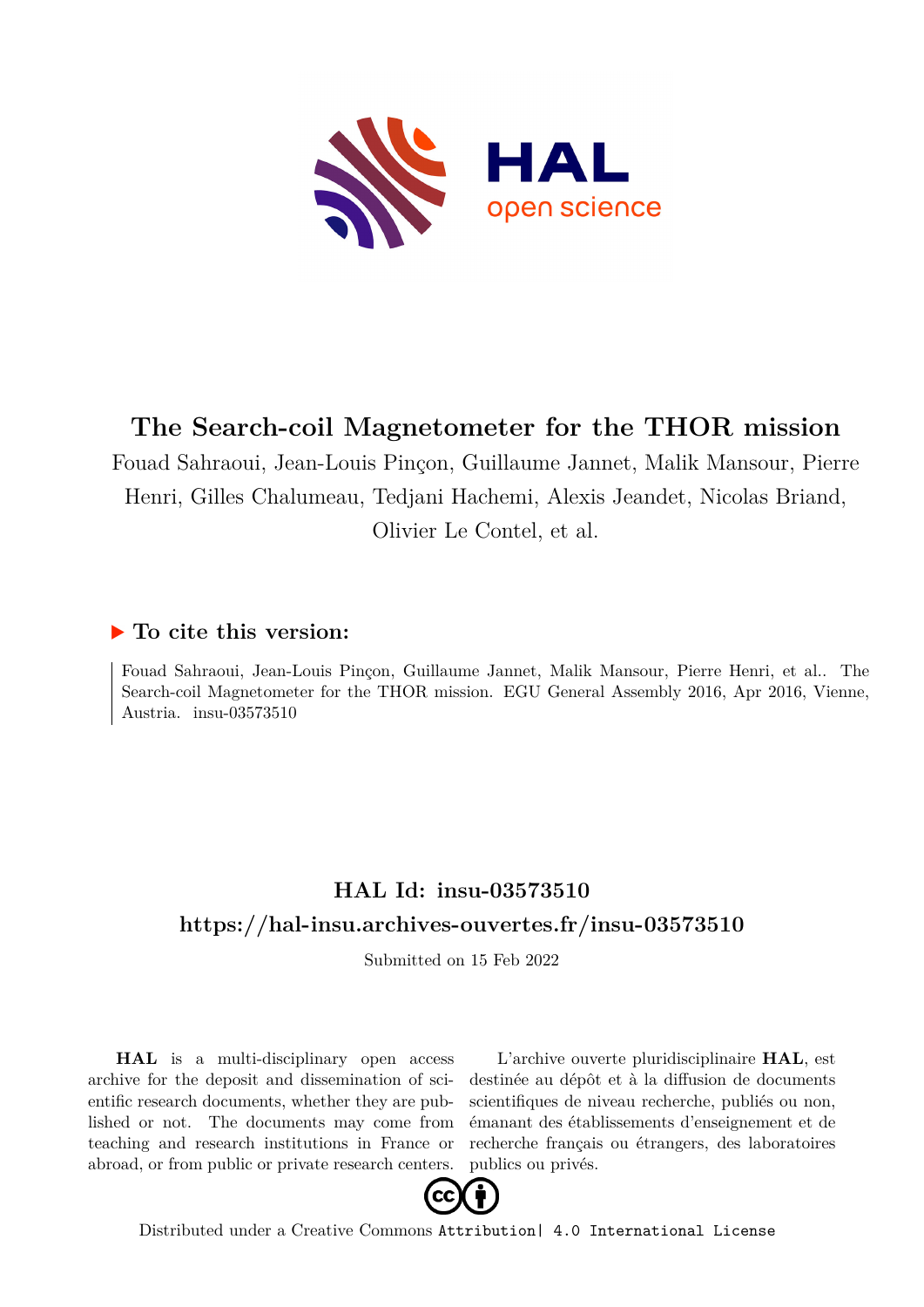# The Search-coil Magnetometer for the THOR mission

Fouad Sahraoui, Jean-Louis Pinçon, Guillaume Jannet, Malik Mansour, Pierre Henri, Gilles Chalumeau, Tedjani Hachemi, Alexis Jeandet, Nicolas Briand, Olivier Le Contel, et al.

## ▶ To cite this version:

Fouad Sahraoui, Jean-Louis Pinçon, Guillaume Jannet, Malik Mansour, Pierre Henri, et al.. The Search-coil Magnetometer for the THOR mission. EGU General Assembly 2016, Apr 2016, Vienne, Austria. insu-03573510

## HAL Id: insu-03573510

## https://hal-insu.archives-ouvertes.fr/insu-03573510

Submitted on 15 Feb 2022

**HAL** is a multi-disciplinary open access archive for the deposit and dissemination of scientific research documents, whether they are published or not. The documents may come from teaching and research institutions in France or abroad, or from public or private research centers.

L'archive ouverte pluridisciplinaire **HAL**, est destinée au dépôt et à la diffusion de documents scientifiques de niveau recherche, publiés ou non, émanant des établissements d'enseignement et de recherche français ou étrangers, des laboratoires publics ou privés.

Distributed under a Creative Commons Attribution| 4.0 International License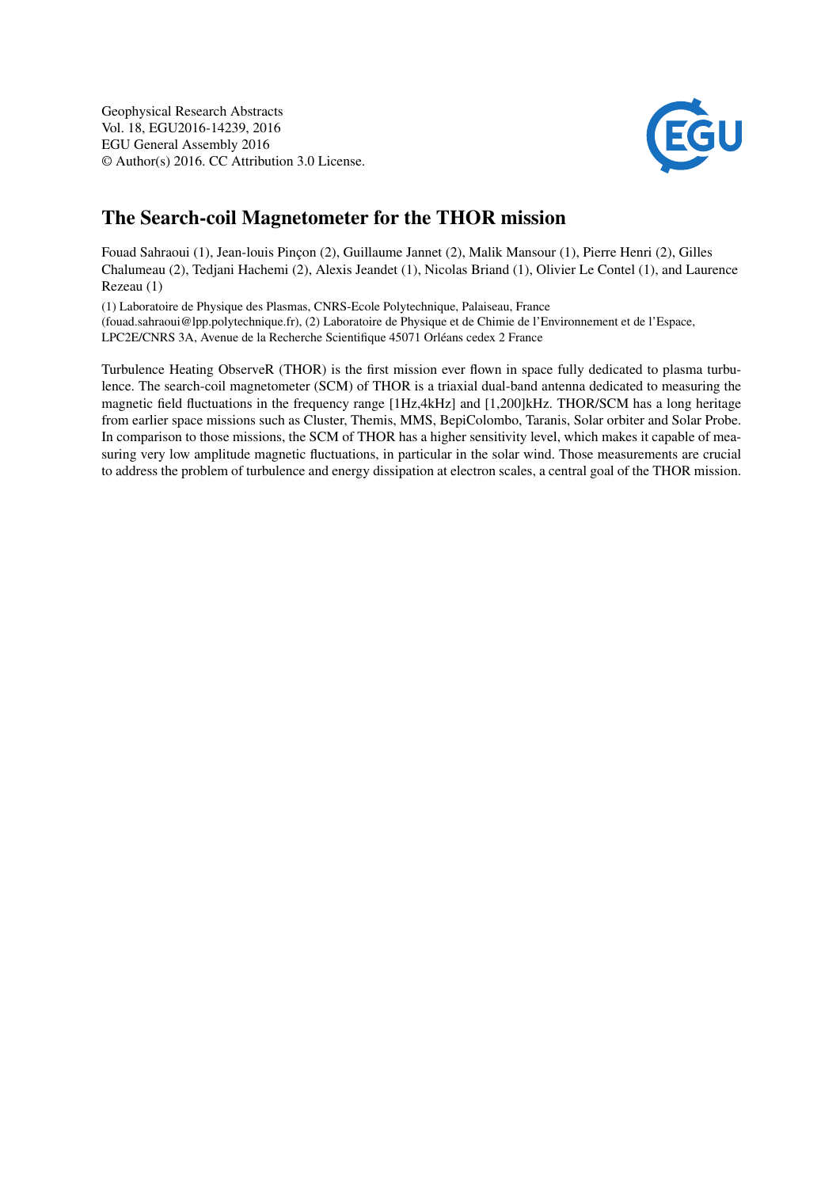Geophysical Research Abstracts
Vol. 18, EGU2016-14239, 2016
EGU General Assembly 2016
© Author(s) 2016. CC Attribution 3.0 License.

# The Search-coil Magnetometer for the THOR mission

Fouad Sahraoui (1), Jean-louis Pinçon (2), Guillaume Jannet (2), Malik Mansour (1), Pierre Henri (2), Gilles Chalumeau (2), Tedjani Hachemi (2), Alexis Jeandet (1), Nicolas Briand (1), Olivier Le Contel (1), and Laurence Rezeau (1)

(1) Laboratoire de Physique des Plasmas, CNRS-Ecole Polytechnique, Palaiseau, France (fouad.sahraoui@lpp.polytechnique.fr), (2) Laboratoire de Physique et de Chimie de l'Environnement et de l'Espace, LPC2E/CNRS 3A, Avenue de la Recherche Scientifique 45071 Orléans cedex 2 France

Turbulence Heating ObserveR (THOR) is the first mission ever flown in space fully dedicated to plasma turbulence. The search-coil magnetometer (SCM) of THOR is a triaxial dual-band antenna dedicated to measuring the magnetic field fluctuations in the frequency range [1Hz,4kHz] and [1,200]kHz. THOR/SCM has a long heritage from earlier space missions such as Cluster, Themis, MMS, BepiColombo, Taranis, Solar orbiter and Solar Probe. In comparison to those missions, the SCM of THOR has a higher sensitivity level, which makes it capable of measuring very low amplitude magnetic fluctuations, in particular in the solar wind. Those measurements are crucial to address the problem of turbulence and energy dissipation at electron scales, a central goal of the THOR mission.